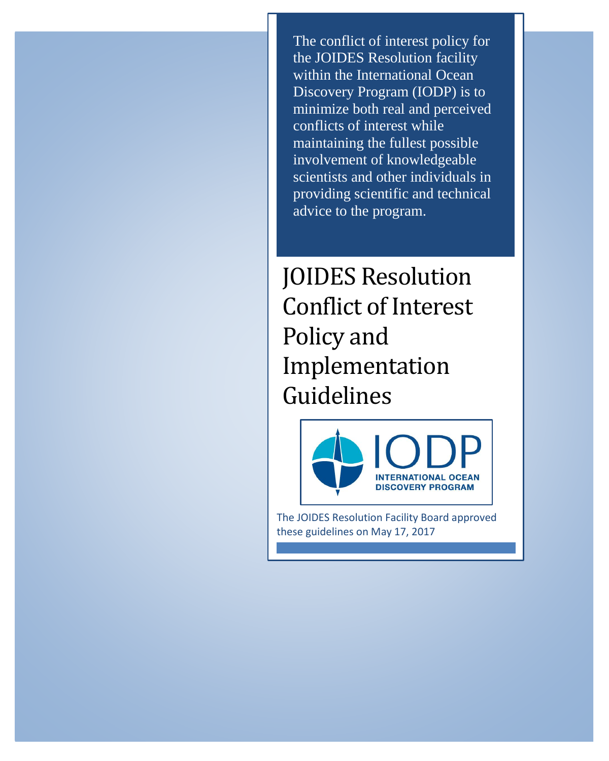The conflict of interest policy for the JOIDES Resolution facility within the International Ocean Discovery Program (IODP) is to minimize both real and perceived conflicts of interest while maintaining the fullest possible involvement of knowledgeable scientists and other individuals in providing scientific and technical advice to the program.

# JOIDES Resolution Conflict of Interest Policy and Implementation Guidelines

IODP
INTERNATIONAL OCEAN DISCOVERY PROGRAM

The JOIDES Resolution Facility Board approved these guidelines on May 17, 2017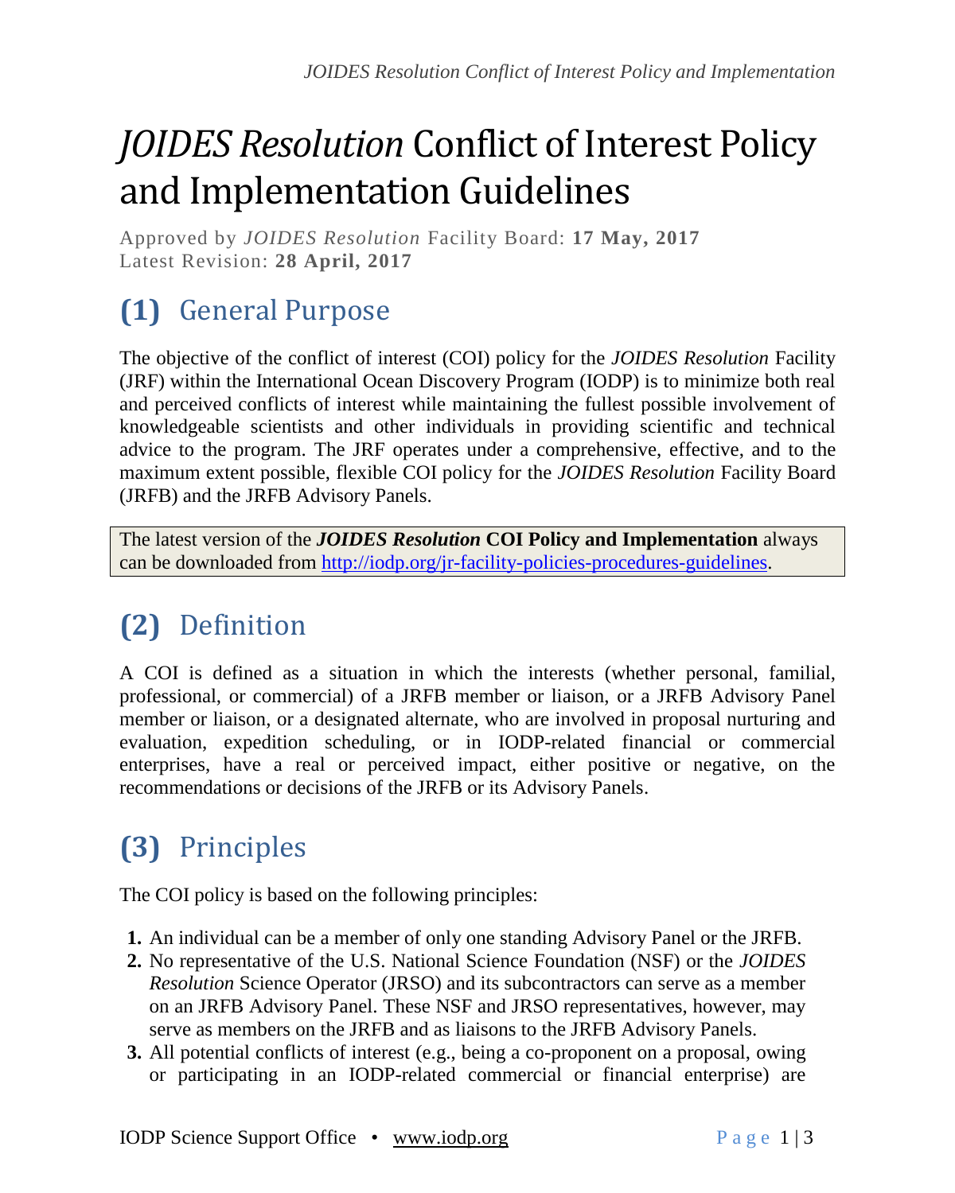# *JOIDES Resolution* Conflict of Interest Policy and Implementation Guidelines

Approved by *JOIDES Resolution* Facility Board: **17 May, 2017**
Latest Revision: **28 April, 2017**

## (1) General Purpose

The objective of the conflict of interest (COI) policy for the *JOIDES Resolution* Facility (JRF) within the International Ocean Discovery Program (IODP) is to minimize both real and perceived conflicts of interest while maintaining the fullest possible involvement of knowledgeable scientists and other individuals in providing scientific and technical advice to the program. The JRF operates under a comprehensive, effective, and to the maximum extent possible, flexible COI policy for the *JOIDES Resolution* Facility Board (JRFB) and the JRFB Advisory Panels.

The latest version of the ***JOIDES Resolution* COI Policy and Implementation** always can be downloaded from [http://iodp.org/jr-facility-policies-procedures-guidelines](http://iodp.org/jr-facility-policies-procedures-guidelines).

## (2) Definition

A COI is defined as a situation in which the interests (whether personal, familial, professional, or commercial) of a JRFB member or liaison, or a JRFB Advisory Panel member or liaison, or a designated alternate, who are involved in proposal nurturing and evaluation, expedition scheduling, or in IODP-related financial or commercial enterprises, have a real or perceived impact, either positive or negative, on the recommendations or decisions of the JRFB or its Advisory Panels.

## (3) Principles

The COI policy is based on the following principles:

1. An individual can be a member of only one standing Advisory Panel or the JRFB.
2. No representative of the U.S. National Science Foundation (NSF) or the *JOIDES Resolution* Science Operator (JRSO) and its subcontractors can serve as a member on an JRFB Advisory Panel. These NSF and JRSO representatives, however, may serve as members on the JRFB and as liaisons to the JRFB Advisory Panels.
3. All potential conflicts of interest (e.g., being a co-proponent on a proposal, owing or participating in an IODP-related commercial or financial enterprise) are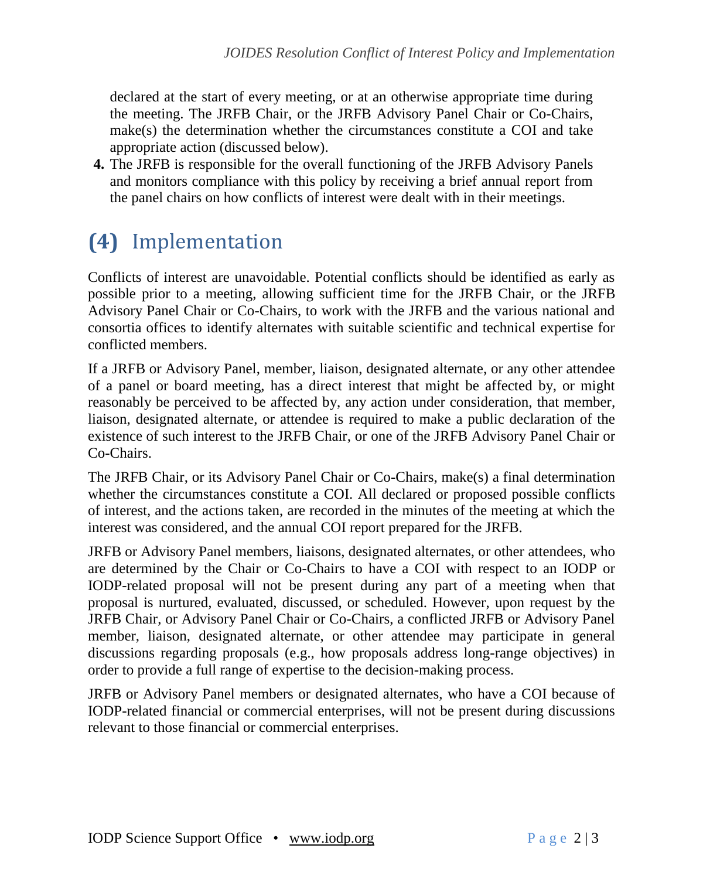declared at the start of every meeting, or at an otherwise appropriate time during the meeting. The JRFB Chair, or the JRFB Advisory Panel Chair or Co-Chairs, make(s) the determination whether the circumstances constitute a COI and take appropriate action (discussed below).

4. The JRFB is responsible for the overall functioning of the JRFB Advisory Panels and monitors compliance with this policy by receiving a brief annual report from the panel chairs on how conflicts of interest were dealt with in their meetings.

# (4) Implementation

Conflicts of interest are unavoidable. Potential conflicts should be identified as early as possible prior to a meeting, allowing sufficient time for the JRFB Chair, or the JRFB Advisory Panel Chair or Co-Chairs, to work with the JRFB and the various national and consortia offices to identify alternates with suitable scientific and technical expertise for conflicted members.

If a JRFB or Advisory Panel, member, liaison, designated alternate, or any other attendee of a panel or board meeting, has a direct interest that might be affected by, or might reasonably be perceived to be affected by, any action under consideration, that member, liaison, designated alternate, or attendee is required to make a public declaration of the existence of such interest to the JRFB Chair, or one of the JRFB Advisory Panel Chair or Co-Chairs.

The JRFB Chair, or its Advisory Panel Chair or Co-Chairs, make(s) a final determination whether the circumstances constitute a COI. All declared or proposed possible conflicts of interest, and the actions taken, are recorded in the minutes of the meeting at which the interest was considered, and the annual COI report prepared for the JRFB.

JRFB or Advisory Panel members, liaisons, designated alternates, or other attendees, who are determined by the Chair or Co-Chairs to have a COI with respect to an IODP or IODP-related proposal will not be present during any part of a meeting when that proposal is nurtured, evaluated, discussed, or scheduled. However, upon request by the JRFB Chair, or Advisory Panel Chair or Co-Chairs, a conflicted JRFB or Advisory Panel member, liaison, designated alternate, or other attendee may participate in general discussions regarding proposals (e.g., how proposals address long-range objectives) in order to provide a full range of expertise to the decision-making process.

JRFB or Advisory Panel members or designated alternates, who have a COI because of IODP-related financial or commercial enterprises, will not be present during discussions relevant to those financial or commercial enterprises.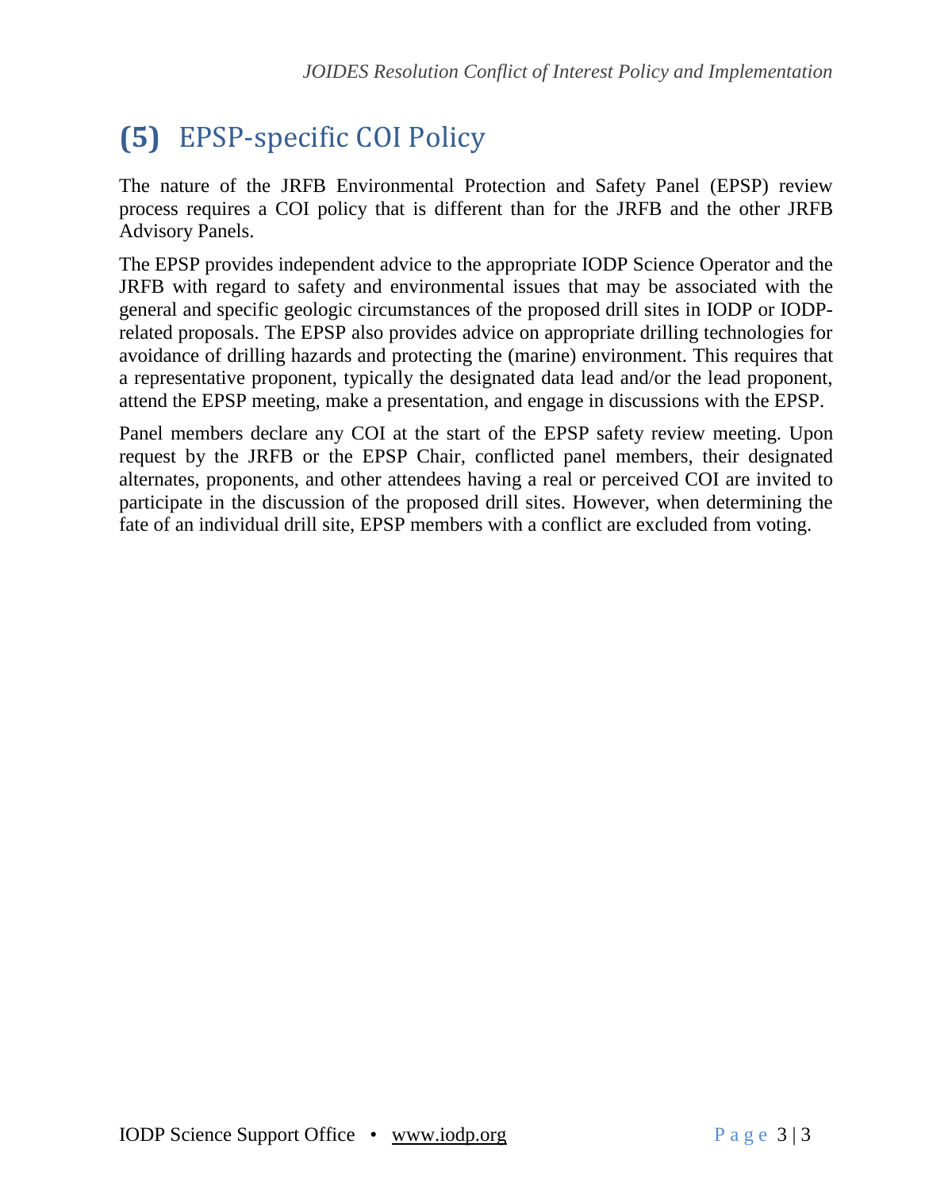# (5) EPSP-specific COI Policy

The nature of the JRFB Environmental Protection and Safety Panel (EPSP) review process requires a COI policy that is different than for the JRFB and the other JRFB Advisory Panels.

The EPSP provides independent advice to the appropriate IODP Science Operator and the JRFB with regard to safety and environmental issues that may be associated with the general and specific geologic circumstances of the proposed drill sites in IODP or IODP-related proposals. The EPSP also provides advice on appropriate drilling technologies for avoidance of drilling hazards and protecting the (marine) environment. This requires that a representative proponent, typically the designated data lead and/or the lead proponent, attend the EPSP meeting, make a presentation, and engage in discussions with the EPSP.

Panel members declare any COI at the start of the EPSP safety review meeting. Upon request by the JRFB or the EPSP Chair, conflicted panel members, their designated alternates, proponents, and other attendees having a real or perceived COI are invited to participate in the discussion of the proposed drill sites. However, when determining the fate of an individual drill site, EPSP members with a conflict are excluded from voting.